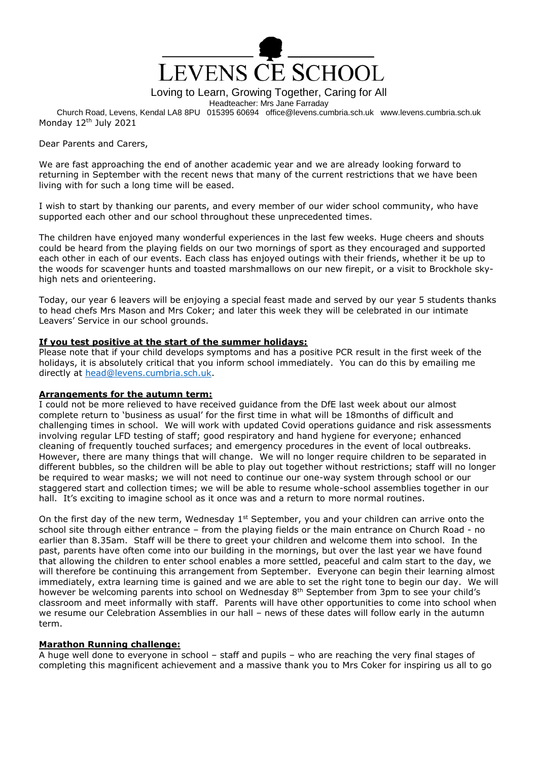# LEVENS CE SCHOOL

Loving to Learn, Growing Together, Caring for All

Headteacher: Mrs Jane Farraday

Church Road, Levens, Kendal LA8 8PU 015395 60694 office@levens.cumbria.sch.uk www.levens.cumbria.sch.uk

Monday 12th July 2021

Dear Parents and Carers,

We are fast approaching the end of another academic year and we are already looking forward to returning in September with the recent news that many of the current restrictions that we have been living with for such a long time will be eased.

I wish to start by thanking our parents, and every member of our wider school community, who have supported each other and our school throughout these unprecedented times.

The children have enjoyed many wonderful experiences in the last few weeks. Huge cheers and shouts could be heard from the playing fields on our two mornings of sport as they encouraged and supported each other in each of our events. Each class has enjoyed outings with their friends, whether it be up to the woods for scavenger hunts and toasted marshmallows on our new firepit, or a visit to Brockhole sky-high nets and orienteering.

Today, our year 6 leavers will be enjoying a special feast made and served by our year 5 students thanks to head chefs Mrs Mason and Mrs Coker; and later this week they will be celebrated in our intimate Leavers' Service in our school grounds.

**If you test positive at the start of the summer holidays:**

Please note that if your child develops symptoms and has a positive PCR result in the first week of the holidays, it is absolutely critical that you inform school immediately. You can do this by emailing me directly at head@levens.cumbria.sch.uk.

**Arrangements for the autumn term:**

I could not be more relieved to have received guidance from the DfE last week about our almost complete return to 'business as usual' for the first time in what will be 18months of difficult and challenging times in school. We will work with updated Covid operations guidance and risk assessments involving regular LFD testing of staff; good respiratory and hand hygiene for everyone; enhanced cleaning of frequently touched surfaces; and emergency procedures in the event of local outbreaks. However, there are many things that will change. We will no longer require children to be separated in different bubbles, so the children will be able to play out together without restrictions; staff will no longer be required to wear masks; we will not need to continue our one-way system through school or our staggered start and collection times; we will be able to resume whole-school assemblies together in our hall. It's exciting to imagine school as it once was and a return to more normal routines.

On the first day of the new term, Wednesday 1st September, you and your children can arrive onto the school site through either entrance – from the playing fields or the main entrance on Church Road - no earlier than 8.35am. Staff will be there to greet your children and welcome them into school. In the past, parents have often come into our building in the mornings, but over the last year we have found that allowing the children to enter school enables a more settled, peaceful and calm start to the day, we will therefore be continuing this arrangement from September. Everyone can begin their learning almost immediately, extra learning time is gained and we are able to set the right tone to begin our day. We will however be welcoming parents into school on Wednesday 8th September from 3pm to see your child's classroom and meet informally with staff. Parents will have other opportunities to come into school when we resume our Celebration Assemblies in our hall – news of these dates will follow early in the autumn term.

**Marathon Running challenge:**

A huge well done to everyone in school – staff and pupils – who are reaching the very final stages of completing this magnificent achievement and a massive thank you to Mrs Coker for inspiring us all to go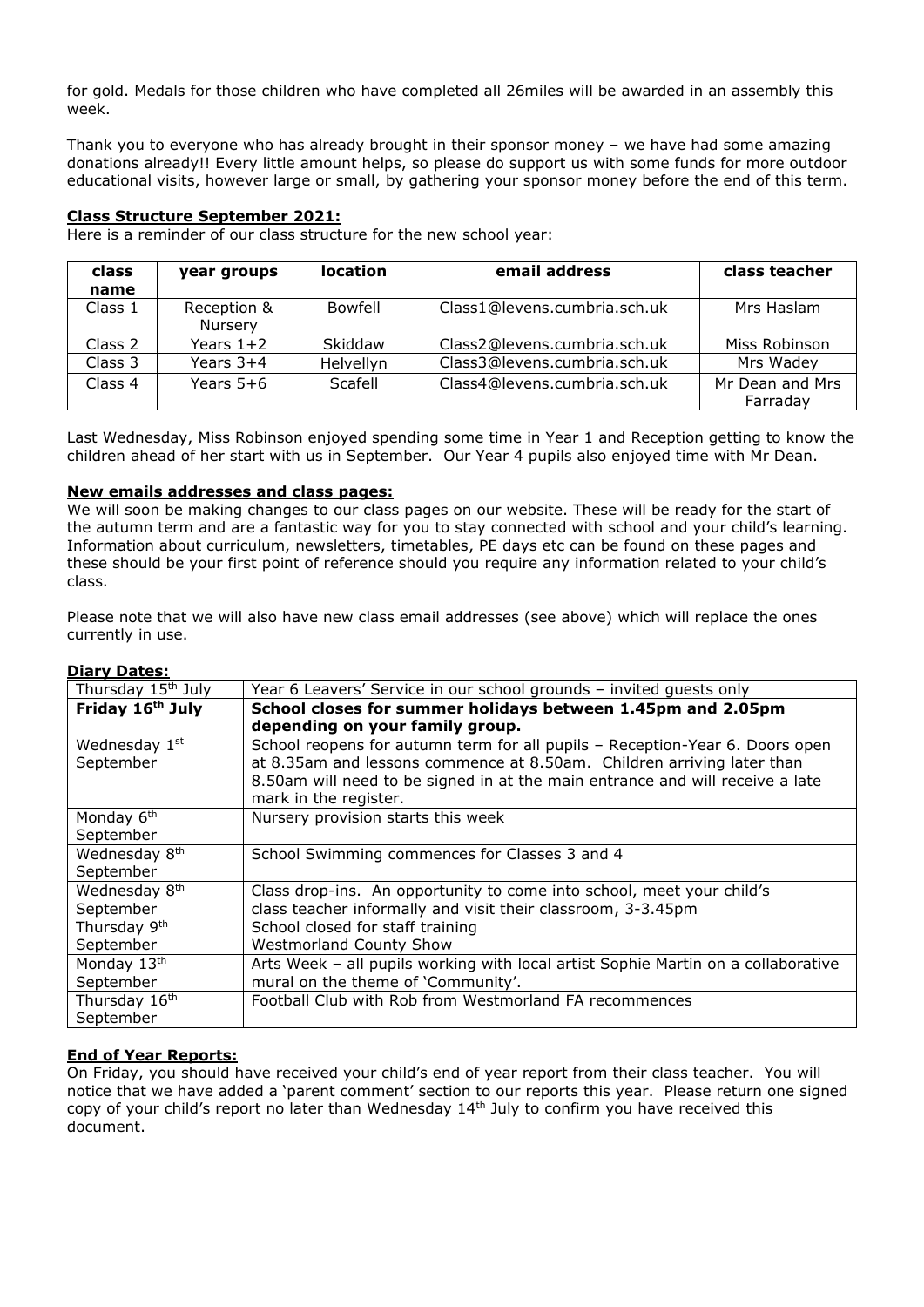for gold. Medals for those children who have completed all 26miles will be awarded in an assembly this week.

Thank you to everyone who has already brought in their sponsor money – we have had some amazing donations already!! Every little amount helps, so please do support us with some funds for more outdoor educational visits, however large or small, by gathering your sponsor money before the end of this term.

**Class Structure September 2021:**

Here is a reminder of our class structure for the new school year:

| class name | year groups | location | email address | class teacher |
|---|---|---|---|---|
| Class 1 | Reception & Nursery | Bowfell | Class1@levens.cumbria.sch.uk | Mrs Haslam |
| Class 2 | Years 1+2 | Skiddaw | Class2@levens.cumbria.sch.uk | Miss Robinson |
| Class 3 | Years 3+4 | Helvellyn | Class3@levens.cumbria.sch.uk | Mrs Wadey |
| Class 4 | Years 5+6 | Scafell | Class4@levens.cumbria.sch.uk | Mr Dean and Mrs Farraday |

Last Wednesday, Miss Robinson enjoyed spending some time in Year 1 and Reception getting to know the children ahead of her start with us in September. Our Year 4 pupils also enjoyed time with Mr Dean.

**New emails addresses and class pages:**

We will soon be making changes to our class pages on our website. These will be ready for the start of the autumn term and are a fantastic way for you to stay connected with school and your child's learning. Information about curriculum, newsletters, timetables, PE days etc can be found on these pages and these should be your first point of reference should you require any information related to your child's class.

Please note that we will also have new class email addresses (see above) which will replace the ones currently in use.

**Diary Dates:**

| | |
|---|---|
| Thursday 15th July | Year 6 Leavers' Service in our school grounds – invited guests only |
| **Friday 16th July** | **School closes for summer holidays between 1.45pm and 2.05pm depending on your family group.** |
| Wednesday 1st September | School reopens for autumn term for all pupils – Reception-Year 6. Doors open at 8.35am and lessons commence at 8.50am. Children arriving later than 8.50am will need to be signed in at the main entrance and will receive a late mark in the register. |
| Monday 6th September | Nursery provision starts this week |
| Wednesday 8th September | School Swimming commences for Classes 3 and 4 |
| Wednesday 8th September | Class drop-ins. An opportunity to come into school, meet your child's class teacher informally and visit their classroom, 3-3.45pm |
| Thursday 9th September | School closed for staff training<br>Westmorland County Show |
| Monday 13th September | Arts Week – all pupils working with local artist Sophie Martin on a collaborative mural on the theme of 'Community'. |
| Thursday 16th September | Football Club with Rob from Westmorland FA recommences |

**End of Year Reports:**

On Friday, you should have received your child's end of year report from their class teacher. You will notice that we have added a 'parent comment' section to our reports this year. Please return one signed copy of your child's report no later than Wednesday 14th July to confirm you have received this document.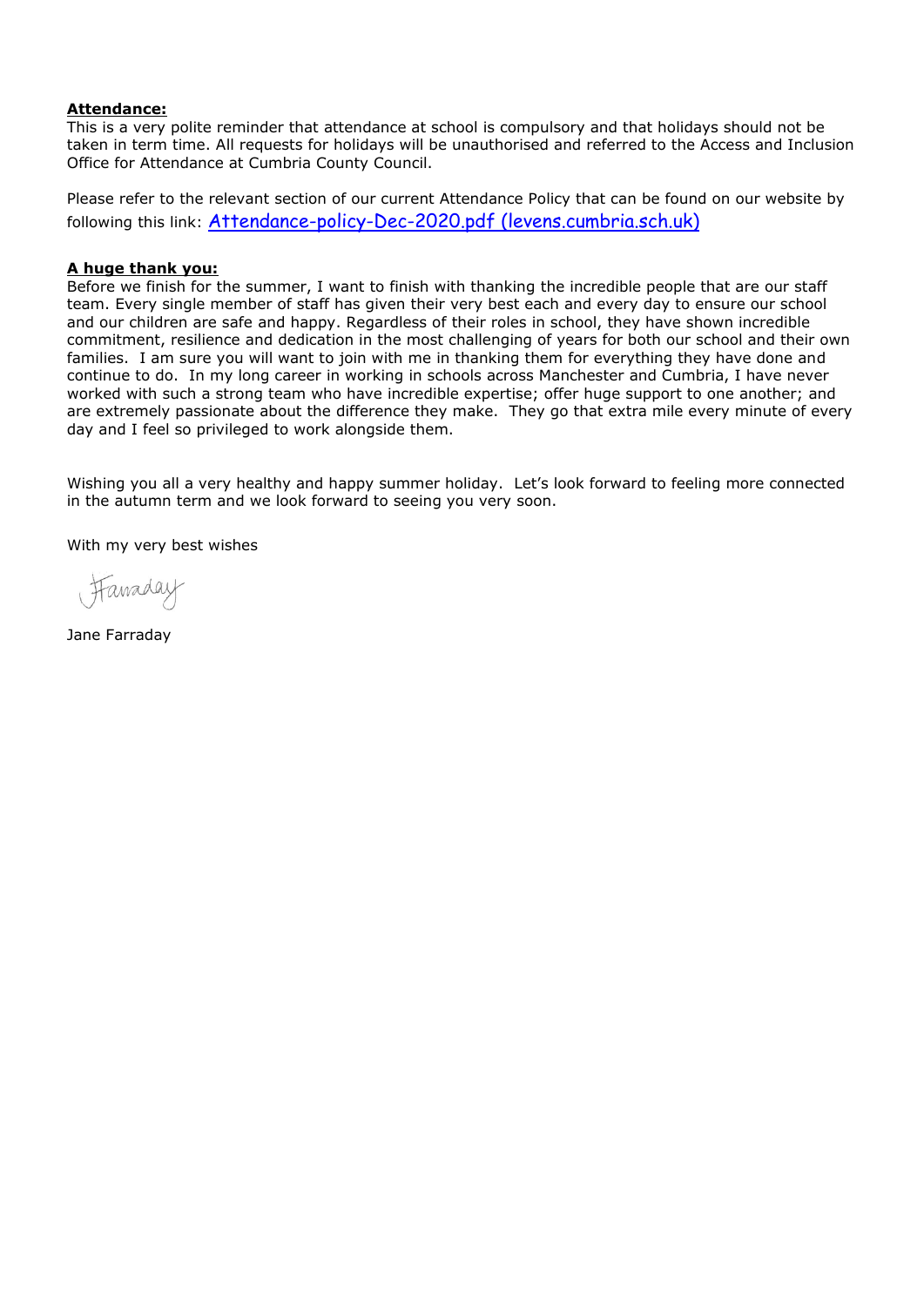**<u>Attendance:</u>**
This is a very polite reminder that attendance at school is compulsory and that holidays should not be taken in term time. All requests for holidays will be unauthorised and referred to the Access and Inclusion Office for Attendance at Cumbria County Council.

Please refer to the relevant section of our current Attendance Policy that can be found on our website by following this link: Attendance-policy-Dec-2020.pdf (levens.cumbria.sch.uk)

**<u>A huge thank you:</u>**
Before we finish for the summer, I want to finish with thanking the incredible people that are our staff team. Every single member of staff has given their very best each and every day to ensure our school and our children are safe and happy. Regardless of their roles in school, they have shown incredible commitment, resilience and dedication in the most challenging of years for both our school and their own families. I am sure you will want to join with me in thanking them for everything they have done and continue to do. In my long career in working in schools across Manchester and Cumbria, I have never worked with such a strong team who have incredible expertise; offer huge support to one another; and are extremely passionate about the difference they make. They go that extra mile every minute of every day and I feel so privileged to work alongside them.

Wishing you all a very healthy and happy summer holiday. Let's look forward to feeling more connected in the autumn term and we look forward to seeing you very soon.

With my very best wishes

Farraday

Jane Farraday